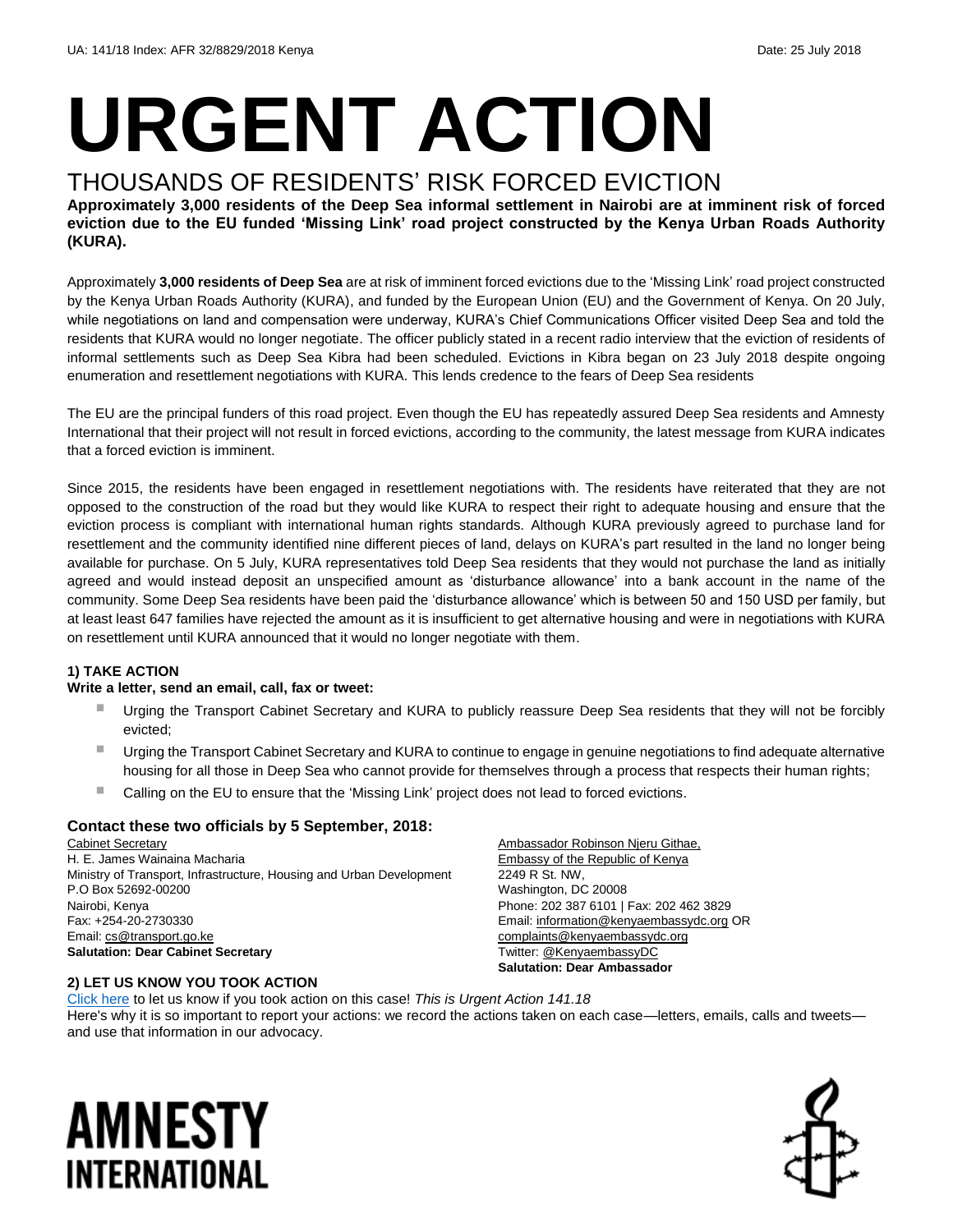UA: 141/18 Index: AFR 32/8829/2018 Kenya Date: 25 July 2018

# URGENT ACTION

## THOUSANDS OF RESIDENTS' RISK FORCED EVICTION

**Approximately 3,000 residents of the Deep Sea informal settlement in Nairobi are at imminent risk of forced eviction due to the EU funded 'Missing Link' road project constructed by the Kenya Urban Roads Authority (KURA).**

Approximately **3,000 residents of Deep Sea** are at risk of imminent forced evictions due to the 'Missing Link' road project constructed by the Kenya Urban Roads Authority (KURA), and funded by the European Union (EU) and the Government of Kenya. On 20 July, while negotiations on land and compensation were underway, KURA's Chief Communications Officer visited Deep Sea and told the residents that KURA would no longer negotiate. The officer publicly stated in a recent radio interview that the eviction of residents of informal settlements such as Deep Sea Kibra had been scheduled. Evictions in Kibra began on 23 July 2018 despite ongoing enumeration and resettlement negotiations with KURA. This lends credence to the fears of Deep Sea residents

The EU are the principal funders of this road project. Even though the EU has repeatedly assured Deep Sea residents and Amnesty International that their project will not result in forced evictions, according to the community, the latest message from KURA indicates that a forced eviction is imminent.

Since 2015, the residents have been engaged in resettlement negotiations with. The residents have reiterated that they are not opposed to the construction of the road but they would like KURA to respect their right to adequate housing and ensure that the eviction process is compliant with international human rights standards. Although KURA previously agreed to purchase land for resettlement and the community identified nine different pieces of land, delays on KURA's part resulted in the land no longer being available for purchase. On 5 July, KURA representatives told Deep Sea residents that they would not purchase the land as initially agreed and would instead deposit an unspecified amount as 'disturbance allowance' into a bank account in the name of the community. Some Deep Sea residents have been paid the 'disturbance allowance' which is between 50 and 150 USD per family, but at least least 647 families have rejected the amount as it is insufficient to get alternative housing and were in negotiations with KURA on resettlement until KURA announced that it would no longer negotiate with them.

### 1) TAKE ACTION

**Write a letter, send an email, call, fax or tweet:**

- Urging the Transport Cabinet Secretary and KURA to publicly reassure Deep Sea residents that they will not be forcibly evicted;
- Urging the Transport Cabinet Secretary and KURA to continue to engage in genuine negotiations to find adequate alternative housing for all those in Deep Sea who cannot provide for themselves through a process that respects their human rights;
- Calling on the EU to ensure that the 'Missing Link' project does not lead to forced evictions.

### Contact these two officials by 5 September, 2018:

Cabinet Secretary
H. E. James Wainaina Macharia
Ministry of Transport, Infrastructure, Housing and Urban Development
P.O Box 52692-00200
Nairobi, Kenya
Fax: +254-20-2730330
Email: cs@transport.go.ke
**Salutation: Dear Cabinet Secretary**

Ambassador Robinson Njeru Githae,
Embassy of the Republic of Kenya
2249 R St. NW,
Washington, DC 20008
Phone: 202 387 6101 | Fax: 202 462 3829
Email: information@kenyaembassydc.org OR complaints@kenyaembassydc.org
Twitter: @KenyaembassyDC
**Salutation: Dear Ambassador**

### 2) LET US KNOW YOU TOOK ACTION

Click here to let us know if you took action on this case! *This is Urgent Action 141.18*
Here's why it is so important to report your actions: we record the actions taken on each case—letters, emails, calls and tweets—and use that information in our advocacy.

AMNESTY INTERNATIONAL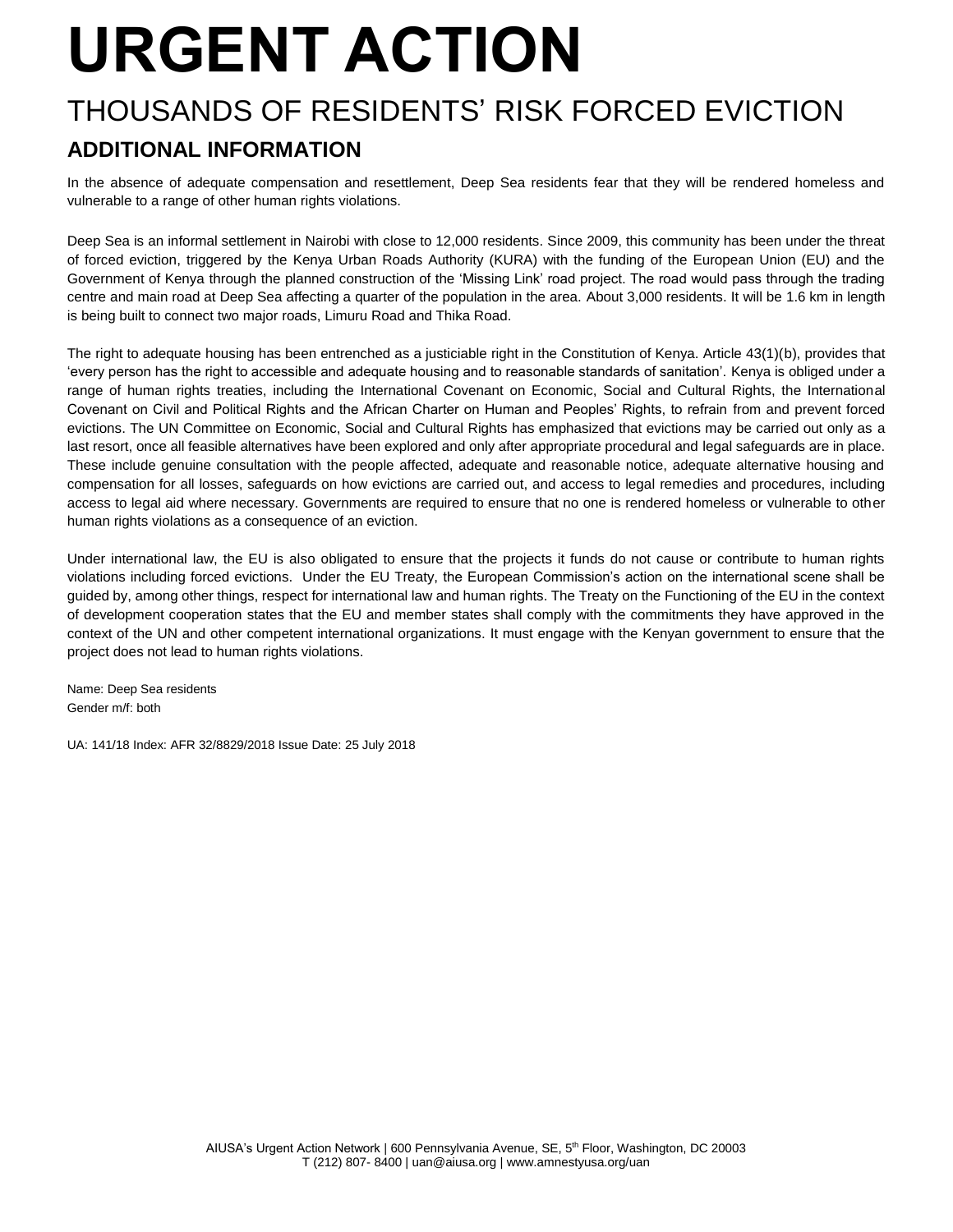# URGENT ACTION

## THOUSANDS OF RESIDENTS' RISK FORCED EVICTION

### ADDITIONAL INFORMATION

In the absence of adequate compensation and resettlement, Deep Sea residents fear that they will be rendered homeless and vulnerable to a range of other human rights violations.

Deep Sea is an informal settlement in Nairobi with close to 12,000 residents. Since 2009, this community has been under the threat of forced eviction, triggered by the Kenya Urban Roads Authority (KURA) with the funding of the European Union (EU) and the Government of Kenya through the planned construction of the 'Missing Link' road project. The road would pass through the trading centre and main road at Deep Sea affecting a quarter of the population in the area. About 3,000 residents. It will be 1.6 km in length is being built to connect two major roads, Limuru Road and Thika Road.

The right to adequate housing has been entrenched as a justiciable right in the Constitution of Kenya. Article 43(1)(b), provides that 'every person has the right to accessible and adequate housing and to reasonable standards of sanitation'. Kenya is obliged under a range of human rights treaties, including the International Covenant on Economic, Social and Cultural Rights, the International Covenant on Civil and Political Rights and the African Charter on Human and Peoples' Rights, to refrain from and prevent forced evictions. The UN Committee on Economic, Social and Cultural Rights has emphasized that evictions may be carried out only as a last resort, once all feasible alternatives have been explored and only after appropriate procedural and legal safeguards are in place. These include genuine consultation with the people affected, adequate and reasonable notice, adequate alternative housing and compensation for all losses, safeguards on how evictions are carried out, and access to legal remedies and procedures, including access to legal aid where necessary. Governments are required to ensure that no one is rendered homeless or vulnerable to other human rights violations as a consequence of an eviction.

Under international law, the EU is also obligated to ensure that the projects it funds do not cause or contribute to human rights violations including forced evictions. Under the EU Treaty, the European Commission's action on the international scene shall be guided by, among other things, respect for international law and human rights. The Treaty on the Functioning of the EU in the context of development cooperation states that the EU and member states shall comply with the commitments they have approved in the context of the UN and other competent international organizations. It must engage with the Kenyan government to ensure that the project does not lead to human rights violations.

Name: Deep Sea residents
Gender m/f: both

UA: 141/18 Index: AFR 32/8829/2018 Issue Date: 25 July 2018

AIUSA's Urgent Action Network | 600 Pennsylvania Avenue, SE, 5th Floor, Washington, DC 20003
T (212) 807- 8400 | uan@aiusa.org | www.amnestyusa.org/uan